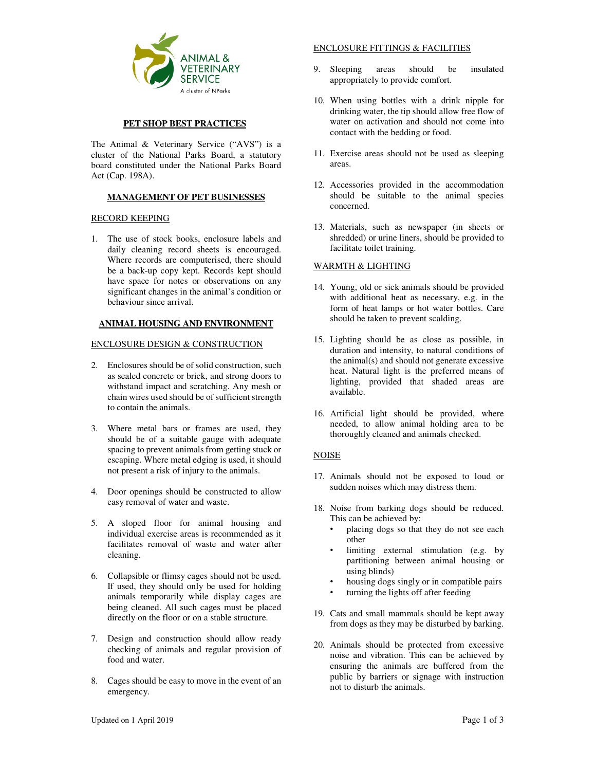ANIMAL & VETERINARY SERVICE

A cluster of NParks

# PET SHOP BEST PRACTICES

The Animal & Veterinary Service ("AVS") is a cluster of the National Parks Board, a statutory board constituted under the National Parks Board Act (Cap. 198A).

## MANAGEMENT OF PET BUSINESSES

### RECORD KEEPING

1. The use of stock books, enclosure labels and daily cleaning record sheets is encouraged. Where records are computerised, there should be a back-up copy kept. Records kept should have space for notes or observations on any significant changes in the animal's condition or behaviour since arrival.

## ANIMAL HOUSING AND ENVIRONMENT

### ENCLOSURE DESIGN & CONSTRUCTION

2. Enclosures should be of solid construction, such as sealed concrete or brick, and strong doors to withstand impact and scratching. Any mesh or chain wires used should be of sufficient strength to contain the animals.

3. Where metal bars or frames are used, they should be of a suitable gauge with adequate spacing to prevent animals from getting stuck or escaping. Where metal edging is used, it should not present a risk of injury to the animals.

4. Door openings should be constructed to allow easy removal of water and waste.

5. A sloped floor for animal housing and individual exercise areas is recommended as it facilitates removal of waste and water after cleaning.

6. Collapsible or flimsy cages should not be used. If used, they should only be used for holding animals temporarily while display cages are being cleaned. All such cages must be placed directly on the floor or on a stable structure.

7. Design and construction should allow ready checking of animals and regular provision of food and water.

8. Cages should be easy to move in the event of an emergency.

### ENCLOSURE FITTINGS & FACILITIES

9. Sleeping areas should be insulated appropriately to provide comfort.

10. When using bottles with a drink nipple for drinking water, the tip should allow free flow of water on activation and should not come into contact with the bedding or food.

11. Exercise areas should not be used as sleeping areas.

12. Accessories provided in the accommodation should be suitable to the animal species concerned.

13. Materials, such as newspaper (in sheets or shredded) or urine liners, should be provided to facilitate toilet training.

### WARMTH & LIGHTING

14. Young, old or sick animals should be provided with additional heat as necessary, e.g. in the form of heat lamps or hot water bottles. Care should be taken to prevent scalding.

15. Lighting should be as close as possible, in duration and intensity, to natural conditions of the animal(s) and should not generate excessive heat. Natural light is the preferred means of lighting, provided that shaded areas are available.

16. Artificial light should be provided, where needed, to allow animal holding area to be thoroughly cleaned and animals checked.

### NOISE

17. Animals should not be exposed to loud or sudden noises which may distress them.

18. Noise from barking dogs should be reduced. This can be achieved by:
    - placing dogs so that they do not see each other
    - limiting external stimulation (e.g. by partitioning between animal housing or using blinds)
    - housing dogs singly or in compatible pairs
    - turning the lights off after feeding

19. Cats and small mammals should be kept away from dogs as they may be disturbed by barking.

20. Animals should be protected from excessive noise and vibration. This can be achieved by ensuring the animals are buffered from the public by barriers or signage with instruction not to disturb the animals.

Updated on 1 April 2019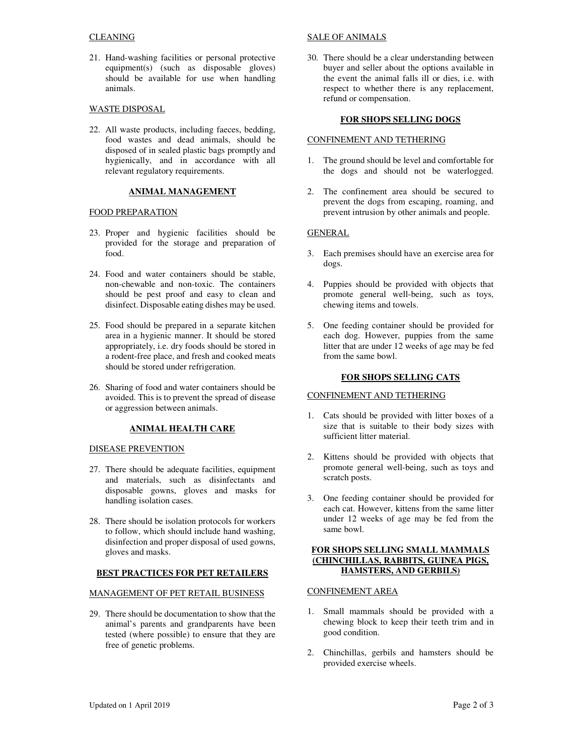CLEANING

21. Hand-washing facilities or personal protective equipment(s) (such as disposable gloves) should be available for use when handling animals.

WASTE DISPOSAL

22. All waste products, including faeces, bedding, food wastes and dead animals, should be disposed of in sealed plastic bags promptly and hygienically, and in accordance with all relevant regulatory requirements.

## ANIMAL MANAGEMENT

FOOD PREPARATION

23. Proper and hygienic facilities should be provided for the storage and preparation of food.

24. Food and water containers should be stable, non-chewable and non-toxic. The containers should be pest proof and easy to clean and disinfect. Disposable eating dishes may be used.

25. Food should be prepared in a separate kitchen area in a hygienic manner. It should be stored appropriately, i.e. dry foods should be stored in a rodent-free place, and fresh and cooked meats should be stored under refrigeration.

26. Sharing of food and water containers should be avoided. This is to prevent the spread of disease or aggression between animals.

## ANIMAL HEALTH CARE

DISEASE PREVENTION

27. There should be adequate facilities, equipment and materials, such as disinfectants and disposable gowns, gloves and masks for handling isolation cases.

28. There should be isolation protocols for workers to follow, which should include hand washing, disinfection and proper disposal of used gowns, gloves and masks.

## BEST PRACTICES FOR PET RETAILERS

MANAGEMENT OF PET RETAIL BUSINESS

29. There should be documentation to show that the animal's parents and grandparents have been tested (where possible) to ensure that they are free of genetic problems.

SALE OF ANIMALS

30. There should be a clear understanding between buyer and seller about the options available in the event the animal falls ill or dies, i.e. with respect to whether there is any replacement, refund or compensation.

## FOR SHOPS SELLING DOGS

CONFINEMENT AND TETHERING

1. The ground should be level and comfortable for the dogs and should not be waterlogged.

2. The confinement area should be secured to prevent the dogs from escaping, roaming, and prevent intrusion by other animals and people.

GENERAL

3. Each premises should have an exercise area for dogs.

4. Puppies should be provided with objects that promote general well-being, such as toys, chewing items and towels.

5. One feeding container should be provided for each dog. However, puppies from the same litter that are under 12 weeks of age may be fed from the same bowl.

## FOR SHOPS SELLING CATS

CONFINEMENT AND TETHERING

1. Cats should be provided with litter boxes of a size that is suitable to their body sizes with sufficient litter material.

2. Kittens should be provided with objects that promote general well-being, such as toys and scratch posts.

3. One feeding container should be provided for each cat. However, kittens from the same litter under 12 weeks of age may be fed from the same bowl.

## FOR SHOPS SELLING SMALL MAMMALS (CHINCHILLAS, RABBITS, GUINEA PIGS, HAMSTERS, AND GERBILS)

CONFINEMENT AREA

1. Small mammals should be provided with a chewing block to keep their teeth trim and in good condition.

2. Chinchillas, gerbils and hamsters should be provided exercise wheels.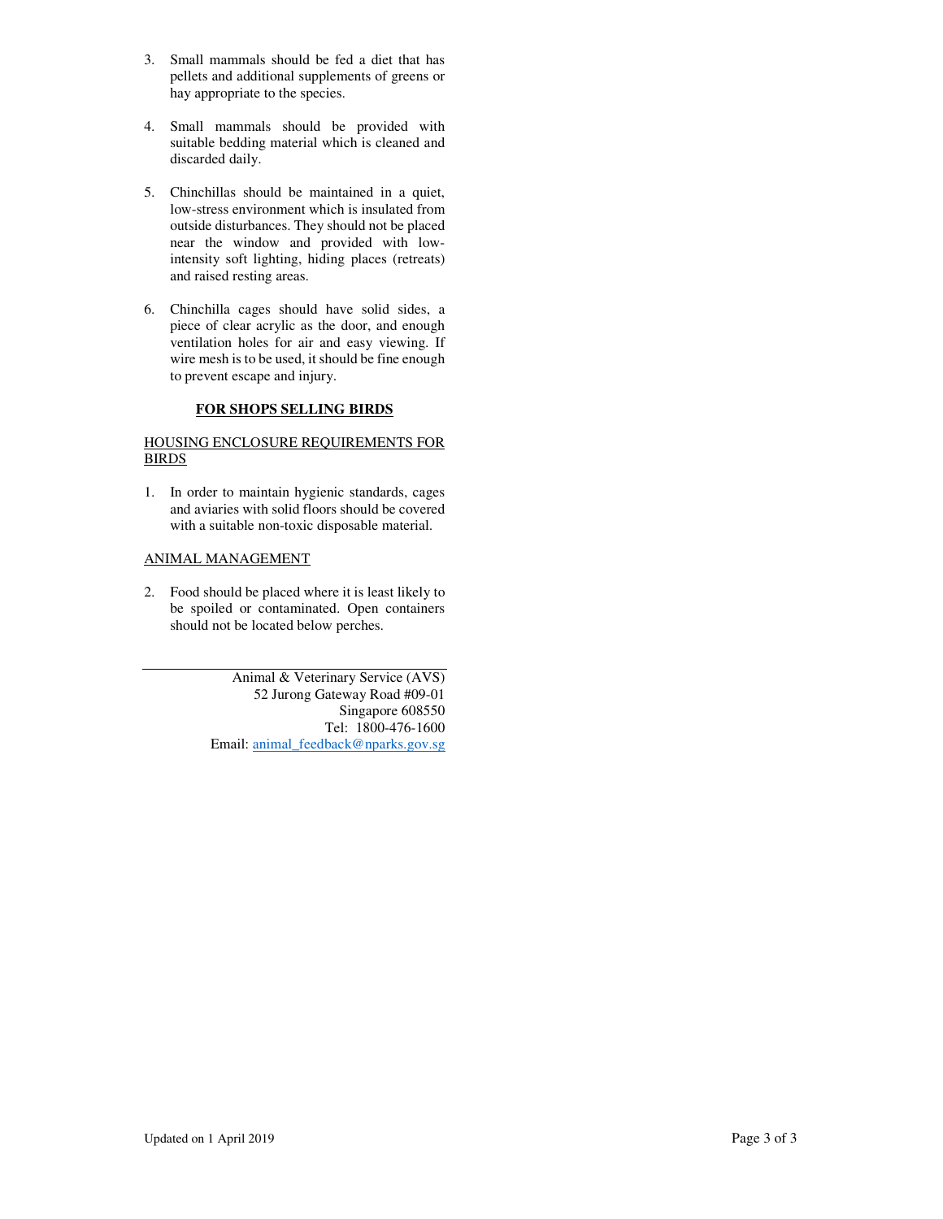3. Small mammals should be fed a diet that has pellets and additional supplements of greens or hay appropriate to the species.

4. Small mammals should be provided with suitable bedding material which is cleaned and discarded daily.

5. Chinchillas should be maintained in a quiet, low-stress environment which is insulated from outside disturbances. They should not be placed near the window and provided with low-intensity soft lighting, hiding places (retreats) and raised resting areas.

6. Chinchilla cages should have solid sides, a piece of clear acrylic as the door, and enough ventilation holes for air and easy viewing. If wire mesh is to be used, it should be fine enough to prevent escape and injury.

## FOR SHOPS SELLING BIRDS

### HOUSING ENCLOSURE REQUIREMENTS FOR BIRDS

1. In order to maintain hygienic standards, cages and aviaries with solid floors should be covered with a suitable non-toxic disposable material.

### ANIMAL MANAGEMENT

2. Food should be placed where it is least likely to be spoiled or contaminated. Open containers should not be located below perches.

---

Animal & Veterinary Service (AVS)
52 Jurong Gateway Road #09-01
Singapore 608550
Tel: 1800-476-1600
Email: animal_feedback@nparks.gov.sg

Updated on 1 April 2019